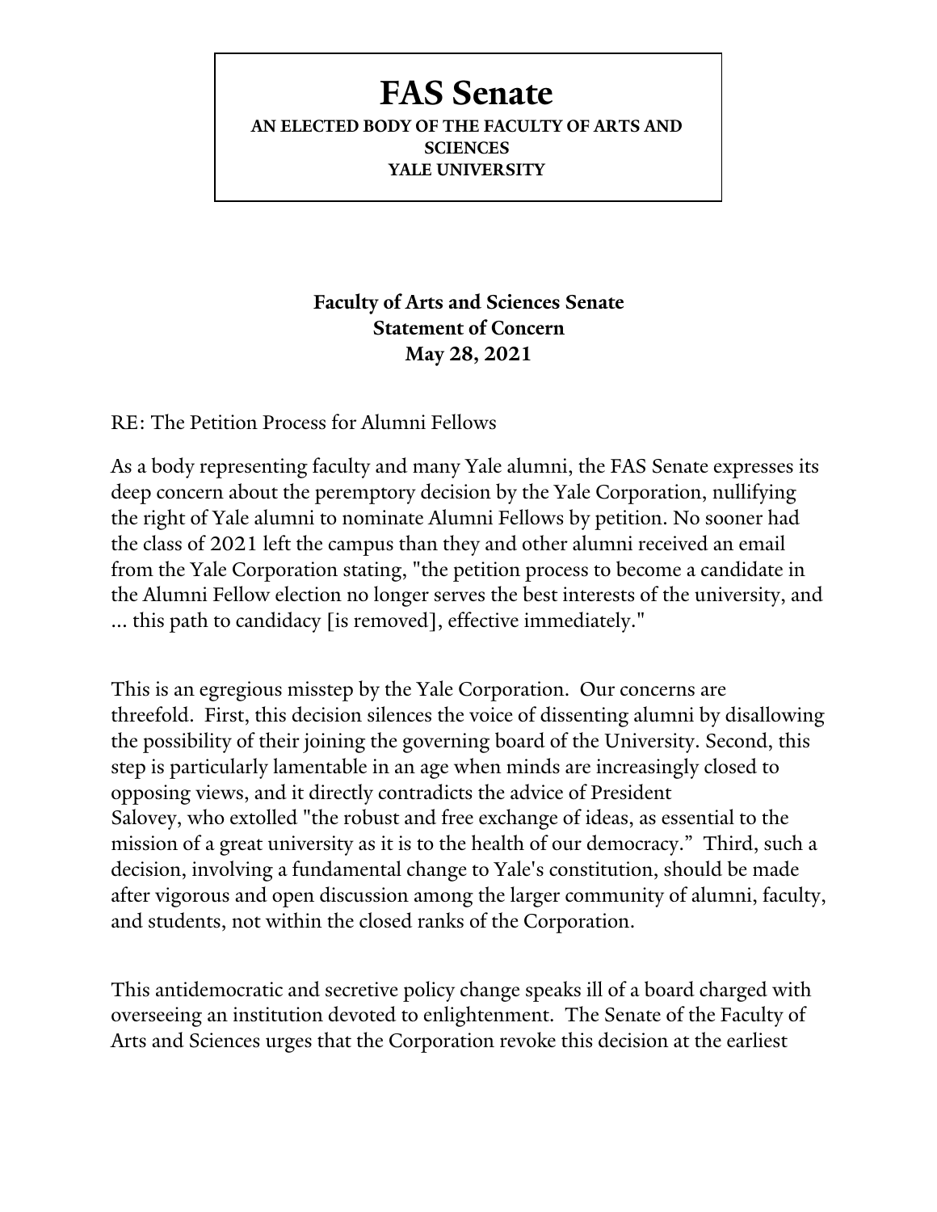# FAS Senate

**AN ELECTED BODY OF THE FACULTY OF ARTS AND SCIENCES**
**YALE UNIVERSITY**

**Faculty of Arts and Sciences Senate**
**Statement of Concern**
**May 28, 2021**

RE: The Petition Process for Alumni Fellows

As a body representing faculty and many Yale alumni, the FAS Senate expresses its deep concern about the peremptory decision by the Yale Corporation, nullifying the right of Yale alumni to nominate Alumni Fellows by petition. No sooner had the class of 2021 left the campus than they and other alumni received an email from the Yale Corporation stating, "the petition process to become a candidate in the Alumni Fellow election no longer serves the best interests of the university, and ... this path to candidacy [is removed], effective immediately."

This is an egregious misstep by the Yale Corporation. Our concerns are threefold. First, this decision silences the voice of dissenting alumni by disallowing the possibility of their joining the governing board of the University. Second, this step is particularly lamentable in an age when minds are increasingly closed to opposing views, and it directly contradicts the advice of President Salovey, who extolled "the robust and free exchange of ideas, as essential to the mission of a great university as it is to the health of our democracy." Third, such a decision, involving a fundamental change to Yale's constitution, should be made after vigorous and open discussion among the larger community of alumni, faculty, and students, not within the closed ranks of the Corporation.

This antidemocratic and secretive policy change speaks ill of a board charged with overseeing an institution devoted to enlightenment. The Senate of the Faculty of Arts and Sciences urges that the Corporation revoke this decision at the earliest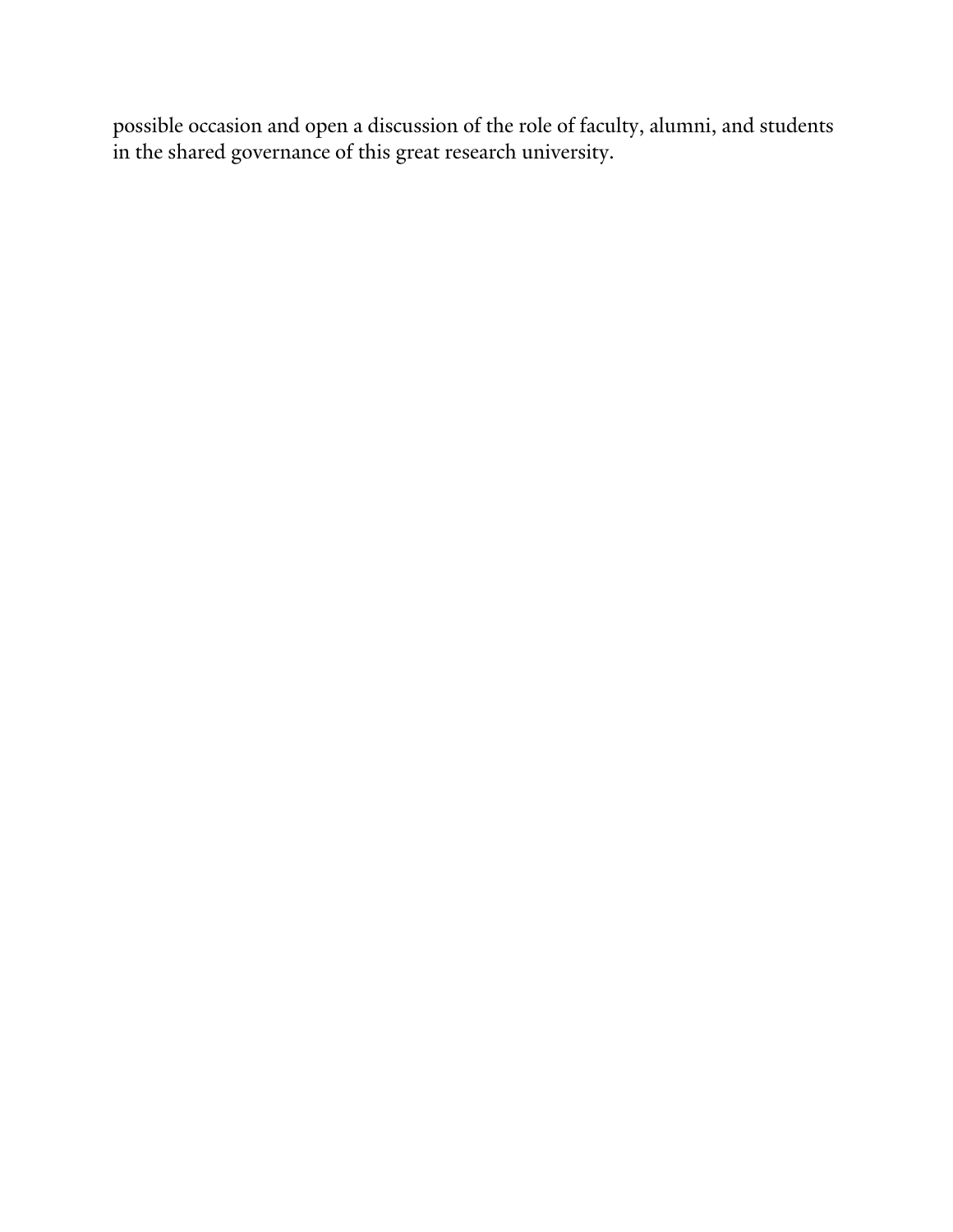possible occasion and open a discussion of the role of faculty, alumni, and students in the shared governance of this great research university.